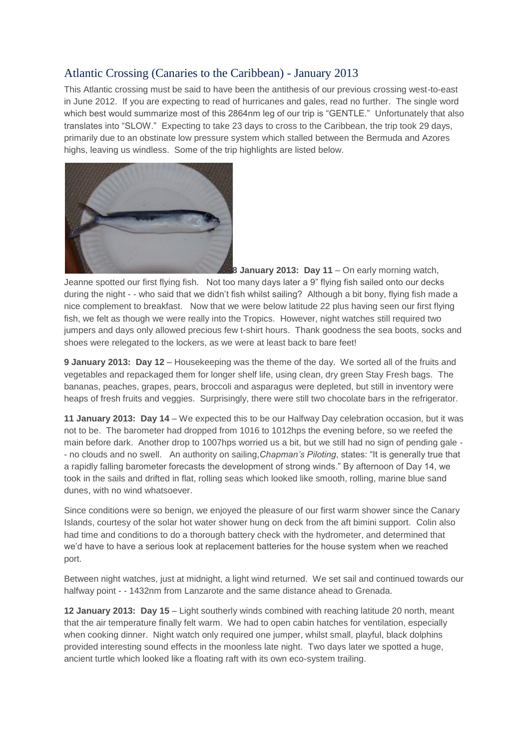## Atlantic Crossing (Canaries to the Caribbean) - January 2013

This Atlantic crossing must be said to have been the antithesis of our previous crossing west-to-east in June 2012. If you are expecting to read of hurricanes and gales, read no further. The single word which best would summarize most of this 2864nm leg of our trip is "GENTLE." Unfortunately that also translates into "SLOW." Expecting to take 23 days to cross to the Caribbean, the trip took 29 days, primarily due to an obstinate low pressure system which stalled between the Bermuda and Azores highs, leaving us windless. Some of the trip highlights are listed below.

**8 January 2013: Day 11** – On early morning watch, Jeanne spotted our first flying fish. Not too many days later a 9" flying fish sailed onto our decks during the night - - who said that we didn't fish whilst sailing? Although a bit bony, flying fish made a nice complement to breakfast. Now that we were below latitude 22 plus having seen our first flying fish, we felt as though we were really into the Tropics. However, night watches still required two jumpers and days only allowed precious few t-shirt hours. Thank goodness the sea boots, socks and shoes were relegated to the lockers, as we were at least back to bare feet!

**9 January 2013: Day 12** – Housekeeping was the theme of the day. We sorted all of the fruits and vegetables and repackaged them for longer shelf life, using clean, dry green Stay Fresh bags. The bananas, peaches, grapes, pears, broccoli and asparagus were depleted, but still in inventory were heaps of fresh fruits and veggies. Surprisingly, there were still two chocolate bars in the refrigerator.

**11 January 2013: Day 14** – We expected this to be our Halfway Day celebration occasion, but it was not to be. The barometer had dropped from 1016 to 1012hps the evening before, so we reefed the main before dark. Another drop to 1007hps worried us a bit, but we still had no sign of pending gale - - no clouds and no swell. An authority on sailing, *Chapman's Piloting*, states: "It is generally true that a rapidly falling barometer forecasts the development of strong winds." By afternoon of Day 14, we took in the sails and drifted in flat, rolling seas which looked like smooth, rolling, marine blue sand dunes, with no wind whatsoever.

Since conditions were so benign, we enjoyed the pleasure of our first warm shower since the Canary Islands, courtesy of the solar hot water shower hung on deck from the aft bimini support. Colin also had time and conditions to do a thorough battery check with the hydrometer, and determined that we'd have to have a serious look at replacement batteries for the house system when we reached port.

Between night watches, just at midnight, a light wind returned. We set sail and continued towards our halfway point - - 1432nm from Lanzarote and the same distance ahead to Grenada.

**12 January 2013: Day 15** – Light southerly winds combined with reaching latitude 20 north, meant that the air temperature finally felt warm. We had to open cabin hatches for ventilation, especially when cooking dinner. Night watch only required one jumper, whilst small, playful, black dolphins provided interesting sound effects in the moonless late night. Two days later we spotted a huge, ancient turtle which looked like a floating raft with its own eco-system trailing.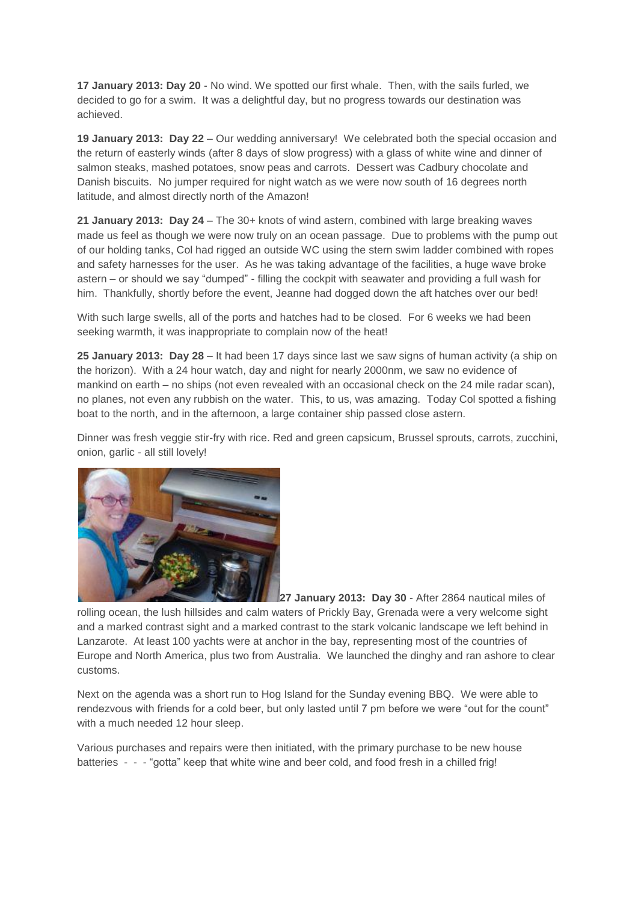**17 January 2013: Day 20** - No wind. We spotted our first whale. Then, with the sails furled, we decided to go for a swim. It was a delightful day, but no progress towards our destination was achieved.

**19 January 2013: Day 22** – Our wedding anniversary! We celebrated both the special occasion and the return of easterly winds (after 8 days of slow progress) with a glass of white wine and dinner of salmon steaks, mashed potatoes, snow peas and carrots. Dessert was Cadbury chocolate and Danish biscuits. No jumper required for night watch as we were now south of 16 degrees north latitude, and almost directly north of the Amazon!

**21 January 2013: Day 24** – The 30+ knots of wind astern, combined with large breaking waves made us feel as though we were now truly on an ocean passage. Due to problems with the pump out of our holding tanks, Col had rigged an outside WC using the stern swim ladder combined with ropes and safety harnesses for the user. As he was taking advantage of the facilities, a huge wave broke astern – or should we say "dumped" - filling the cockpit with seawater and providing a full wash for him. Thankfully, shortly before the event, Jeanne had dogged down the aft hatches over our bed!

With such large swells, all of the ports and hatches had to be closed. For 6 weeks we had been seeking warmth, it was inappropriate to complain now of the heat!

**25 January 2013: Day 28** – It had been 17 days since last we saw signs of human activity (a ship on the horizon). With a 24 hour watch, day and night for nearly 2000nm, we saw no evidence of mankind on earth – no ships (not even revealed with an occasional check on the 24 mile radar scan), no planes, not even any rubbish on the water. This, to us, was amazing. Today Col spotted a fishing boat to the north, and in the afternoon, a large container ship passed close astern.

Dinner was fresh veggie stir-fry with rice. Red and green capsicum, Brussel sprouts, carrots, zucchini, onion, garlic - all still lovely!

**27 January 2013: Day 30** - After 2864 nautical miles of rolling ocean, the lush hillsides and calm waters of Prickly Bay, Grenada were a very welcome sight and a marked contrast sight and a marked contrast to the stark volcanic landscape we left behind in Lanzarote. At least 100 yachts were at anchor in the bay, representing most of the countries of Europe and North America, plus two from Australia. We launched the dinghy and ran ashore to clear customs.

Next on the agenda was a short run to Hog Island for the Sunday evening BBQ. We were able to rendezvous with friends for a cold beer, but only lasted until 7 pm before we were "out for the count" with a much needed 12 hour sleep.

Various purchases and repairs were then initiated, with the primary purchase to be new house batteries - - - "gotta" keep that white wine and beer cold, and food fresh in a chilled frig!